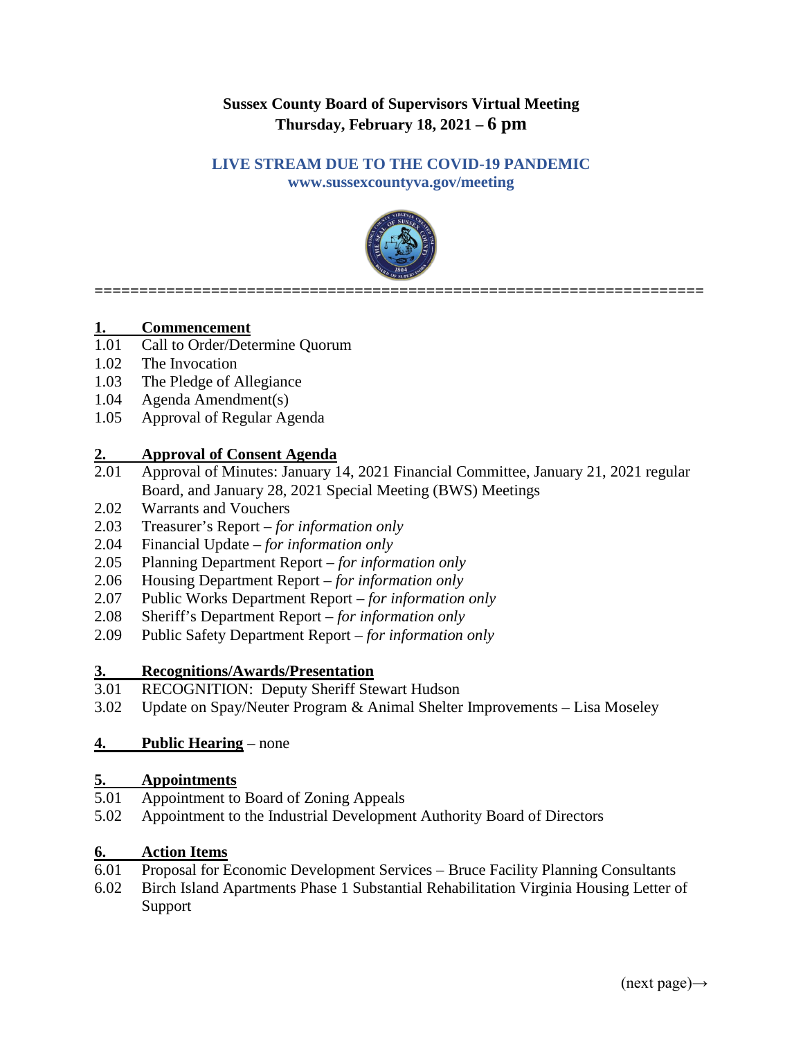**Sussex County Board of Supervisors Virtual Meeting**
**Thursday, February 18, 2021 – 6 pm**

**LIVE STREAM DUE TO THE COVID-19 PANDEMIC**
**www.sussexcountyva.gov/meeting**

---

## 1. Commencement

1.01 Call to Order/Determine Quorum
1.02 The Invocation
1.03 The Pledge of Allegiance
1.04 Agenda Amendment(s)
1.05 Approval of Regular Agenda

## 2. Approval of Consent Agenda

2.01 Approval of Minutes: January 14, 2021 Financial Committee, January 21, 2021 regular Board, and January 28, 2021 Special Meeting (BWS) Meetings
2.02 Warrants and Vouchers
2.03 Treasurer's Report – *for information only*
2.04 Financial Update – *for information only*
2.05 Planning Department Report – *for information only*
2.06 Housing Department Report – *for information only*
2.07 Public Works Department Report – *for information only*
2.08 Sheriff's Department Report – *for information only*
2.09 Public Safety Department Report – *for information only*

## 3. Recognitions/Awards/Presentation

3.01 RECOGNITION: Deputy Sheriff Stewart Hudson
3.02 Update on Spay/Neuter Program & Animal Shelter Improvements – Lisa Moseley

## 4. Public Hearing – none

## 5. Appointments

5.01 Appointment to Board of Zoning Appeals
5.02 Appointment to the Industrial Development Authority Board of Directors

## 6. Action Items

6.01 Proposal for Economic Development Services – Bruce Facility Planning Consultants
6.02 Birch Island Apartments Phase 1 Substantial Rehabilitation Virginia Housing Letter of Support

(next page)→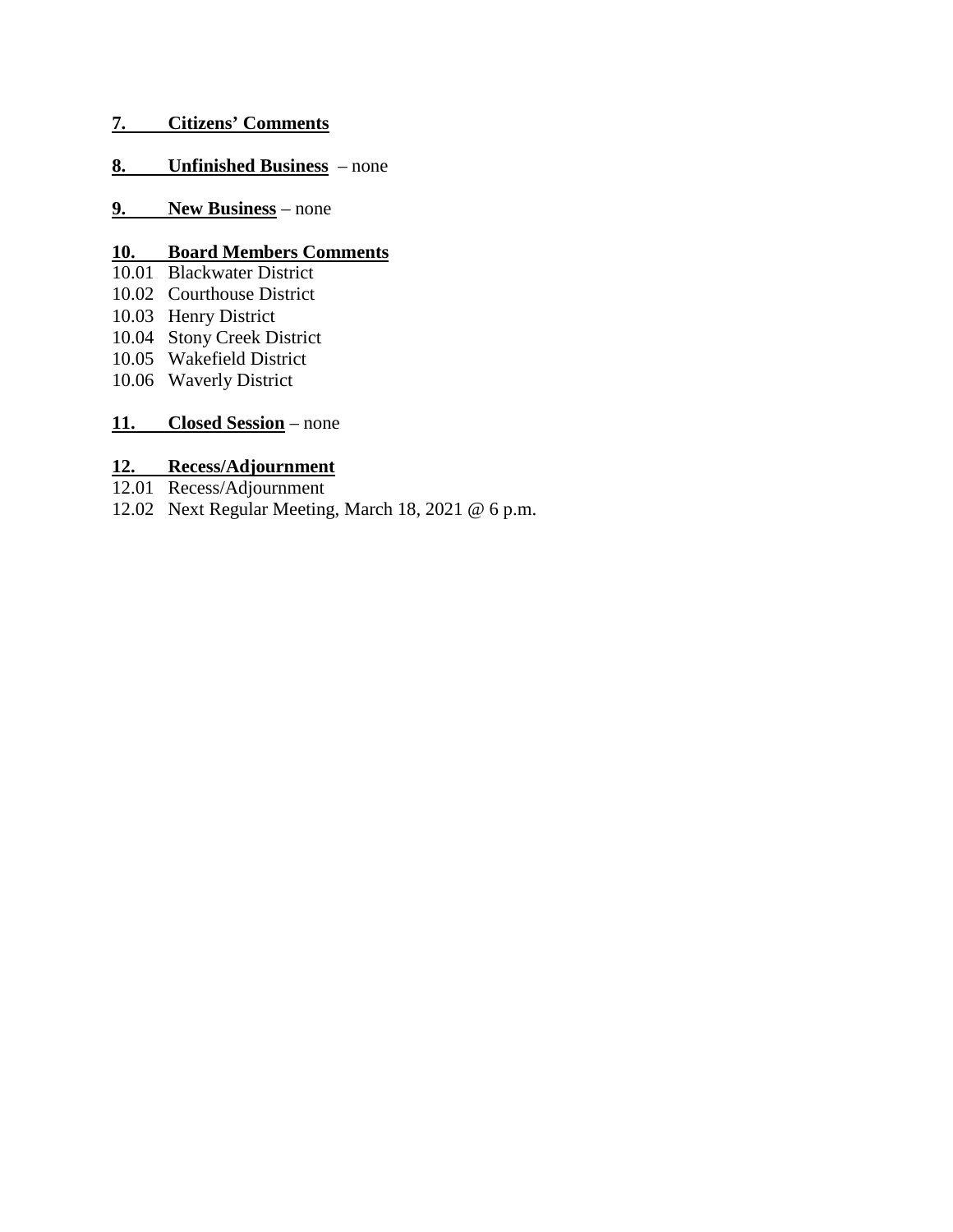**7. Citizens' Comments**

**8. Unfinished Business** – none

**9. New Business** – none

**10. Board Members Comments**

10.01 Blackwater District
10.02 Courthouse District
10.03 Henry District
10.04 Stony Creek District
10.05 Wakefield District
10.06 Waverly District

**11. Closed Session** – none

**12. Recess/Adjournment**

12.01 Recess/Adjournment
12.02 Next Regular Meeting, March 18, 2021 @ 6 p.m.